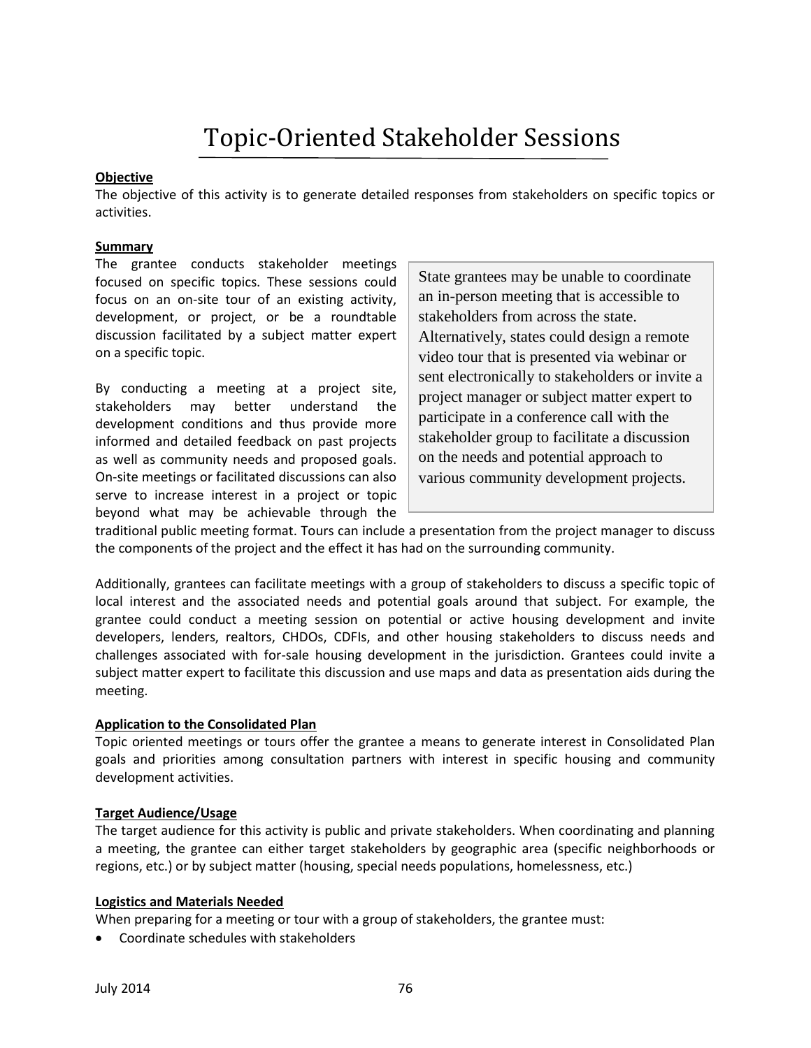# Topic-Oriented Stakeholder Sessions

**Objective**

The objective of this activity is to generate detailed responses from stakeholders on specific topics or activities.

**Summary**

The grantee conducts stakeholder meetings focused on specific topics. These sessions could focus on an on-site tour of an existing activity, development, or project, or be a roundtable discussion facilitated by a subject matter expert on a specific topic.

> State grantees may be unable to coordinate an in-person meeting that is accessible to stakeholders from across the state. Alternatively, states could design a remote video tour that is presented via webinar or sent electronically to stakeholders or invite a project manager or subject matter expert to participate in a conference call with the stakeholder group to facilitate a discussion on the needs and potential approach to various community development projects.

By conducting a meeting at a project site, stakeholders may better understand the development conditions and thus provide more informed and detailed feedback on past projects as well as community needs and proposed goals. On-site meetings or facilitated discussions can also serve to increase interest in a project or topic beyond what may be achievable through the traditional public meeting format. Tours can include a presentation from the project manager to discuss the components of the project and the effect it has had on the surrounding community.

Additionally, grantees can facilitate meetings with a group of stakeholders to discuss a specific topic of local interest and the associated needs and potential goals around that subject. For example, the grantee could conduct a meeting session on potential or active housing development and invite developers, lenders, realtors, CHDOs, CDFIs, and other housing stakeholders to discuss needs and challenges associated with for-sale housing development in the jurisdiction. Grantees could invite a subject matter expert to facilitate this discussion and use maps and data as presentation aids during the meeting.

**Application to the Consolidated Plan**

Topic oriented meetings or tours offer the grantee a means to generate interest in Consolidated Plan goals and priorities among consultation partners with interest in specific housing and community development activities.

**Target Audience/Usage**

The target audience for this activity is public and private stakeholders. When coordinating and planning a meeting, the grantee can either target stakeholders by geographic area (specific neighborhoods or regions, etc.) or by subject matter (housing, special needs populations, homelessness, etc.)

**Logistics and Materials Needed**

When preparing for a meeting or tour with a group of stakeholders, the grantee must:

- Coordinate schedules with stakeholders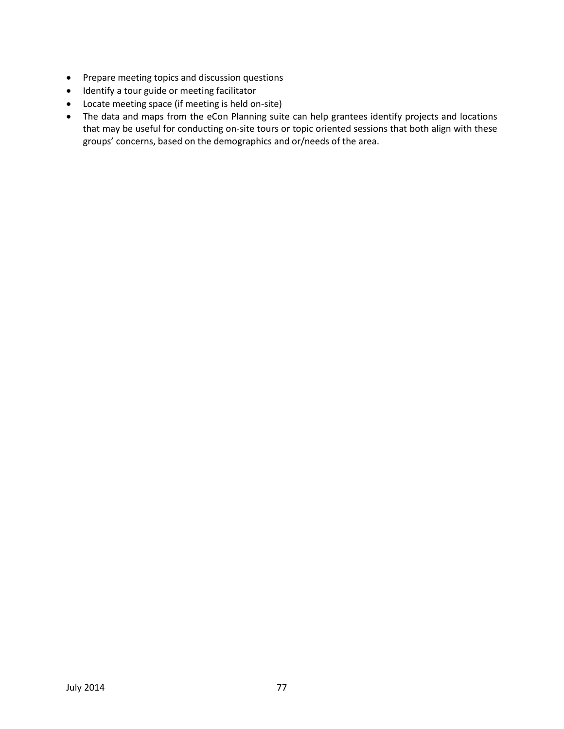- Prepare meeting topics and discussion questions
- Identify a tour guide or meeting facilitator
- Locate meeting space (if meeting is held on-site)
- The data and maps from the eCon Planning suite can help grantees identify projects and locations that may be useful for conducting on-site tours or topic oriented sessions that both align with these groups' concerns, based on the demographics and or/needs of the area.